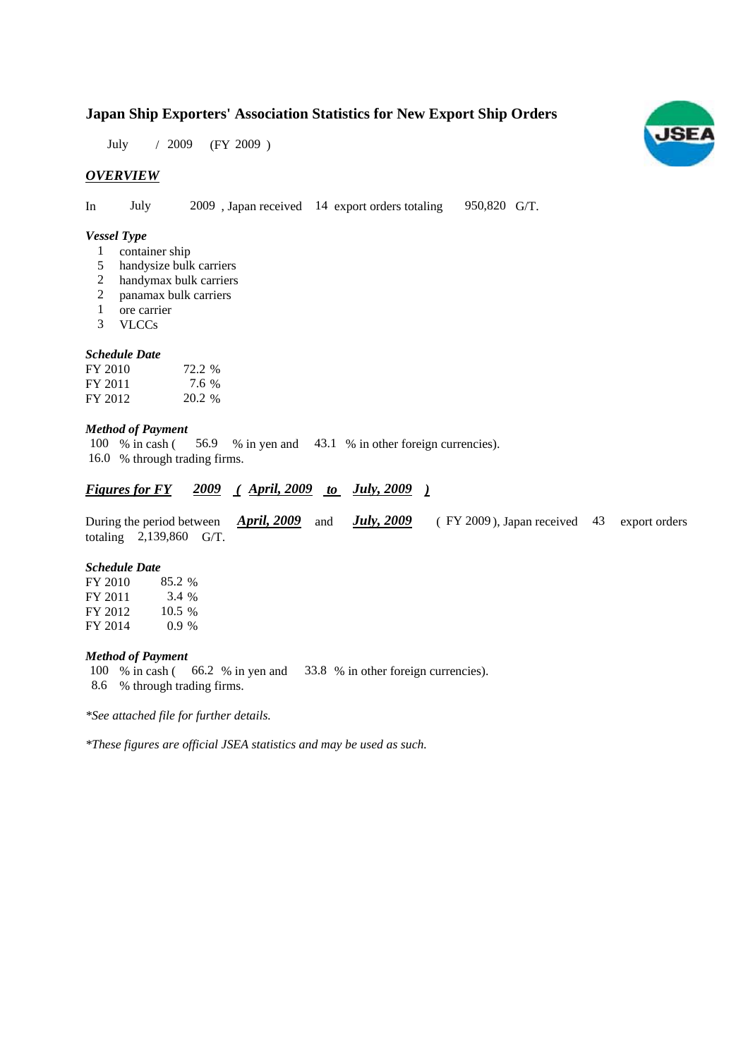# Japan Ship Exporters' Association Statistics for New Export Ship Orders

July / 2009 (FY 2009 )

## *OVERVIEW*

In July 2009 , Japan received 14 export orders totaling 950,820 G/T.

### *Vessel Type*

- 1 container ship
- 5 handysize bulk carriers
- 2 handymax bulk carriers
- 2 panamax bulk carriers
- 1 ore carrier
- 3 VLCCs

### *Schedule Date*

| | |
|---|---|
| FY 2010 | 72.2 % |
| FY 2011 | 7.6 % |
| FY 2012 | 20.2 % |

### *Method of Payment*

100 % in cash ( 56.9 % in yen and 43.1 % in other foreign currencies).
16.0 % through trading firms.

## *Figures for FY 2009 ( April, 2009 to July, 2009 )*

During the period between ***April, 2009*** and ***July, 2009*** ( FY 2009 ), Japan received 43 export orders totaling 2,139,860 G/T.

### *Schedule Date*

| | |
|---|---|
| FY 2010 | 85.2 % |
| FY 2011 | 3.4 % |
| FY 2012 | 10.5 % |
| FY 2014 | 0.9 % |

### *Method of Payment*

100 % in cash ( 66.2 % in yen and 33.8 % in other foreign currencies).
8.6 % through trading firms.

*\*See attached file for further details.*

*\*These figures are official JSEA statistics and may be used as such.*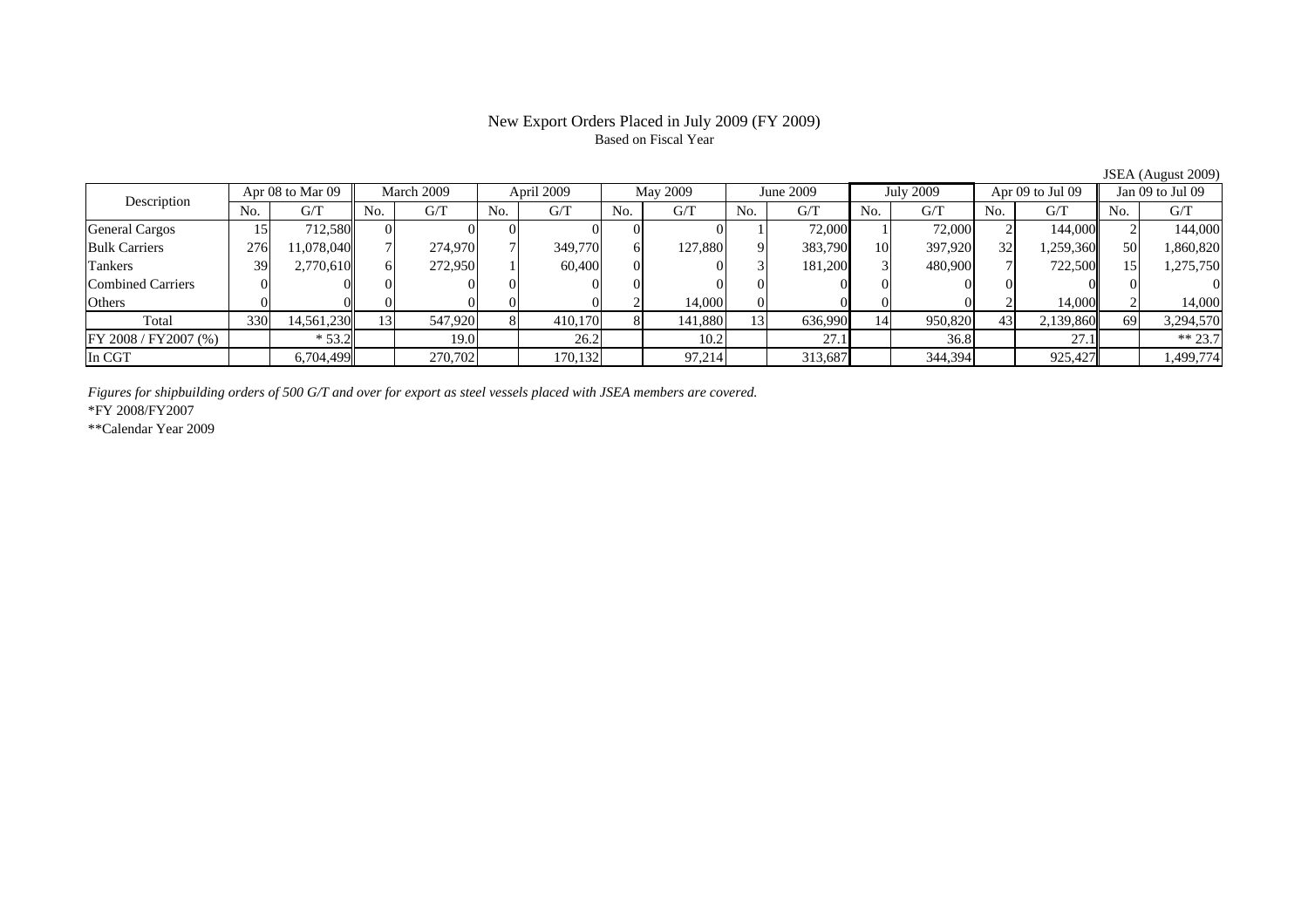# New Export Orders Placed in July 2009 (FY 2009)

Based on Fiscal Year

JSEA (August 2009)

| Description | Apr 08 to Mar 09 | | March 2009 | | April 2009 | | May 2009 | | June 2009 | | July 2009 | | Apr 09 to Jul 09 | | Jan 09 to Jul 09 | |
|---|---|---|---|---|---|---|---|---|---|---|---|---|---|---|---|---|
| | No. | G/T | No. | G/T | No. | G/T | No. | G/T | No. | G/T | No. | G/T | No. | G/T | No. | G/T |
| General Cargos | 15 | 712,580 | 0 | 0 | 0 | 0 | 0 | 0 | 1 | 72,000 | 1 | 72,000 | 2 | 144,000 | 2 | 144,000 |
| Bulk Carriers | 276 | 11,078,040 | 7 | 274,970 | 7 | 349,770 | 6 | 127,880 | 9 | 383,790 | 10 | 397,920 | 32 | 1,259,360 | 50 | 1,860,820 |
| Tankers | 39 | 2,770,610 | 6 | 272,950 | 1 | 60,400 | 0 | 0 | 3 | 181,200 | 3 | 480,900 | 7 | 722,500 | 15 | 1,275,750 |
| Combined Carriers | 0 | 0 | 0 | 0 | 0 | 0 | 0 | 0 | 0 | 0 | 0 | 0 | 0 | 0 | 0 | 0 |
| Others | 0 | 0 | 0 | 0 | 0 | 0 | 2 | 14,000 | 0 | 0 | 0 | 0 | 2 | 14,000 | 2 | 14,000 |
| Total | 330 | 14,561,230 | 13 | 547,920 | 8 | 410,170 | 8 | 141,880 | 13 | 636,990 | 14 | 950,820 | 43 | 2,139,860 | 69 | 3,294,570 |
| FY 2008 / FY2007 (%) | | * 53.2 | | 19.0 | | 26.2 | | 10.2 | | 27.1 | | 36.8 | | 27.1 | | ** 23.7 |
| In CGT | | 6,704,499 | | 270,702 | | 170,132 | | 97,214 | | 313,687 | | 344,394 | | 925,427 | | 1,499,774 |

*Figures for shipbuilding orders of 500 G/T and over for export as steel vessels placed with JSEA members are covered.*

*FY 2008/FY2007

**Calendar Year 2009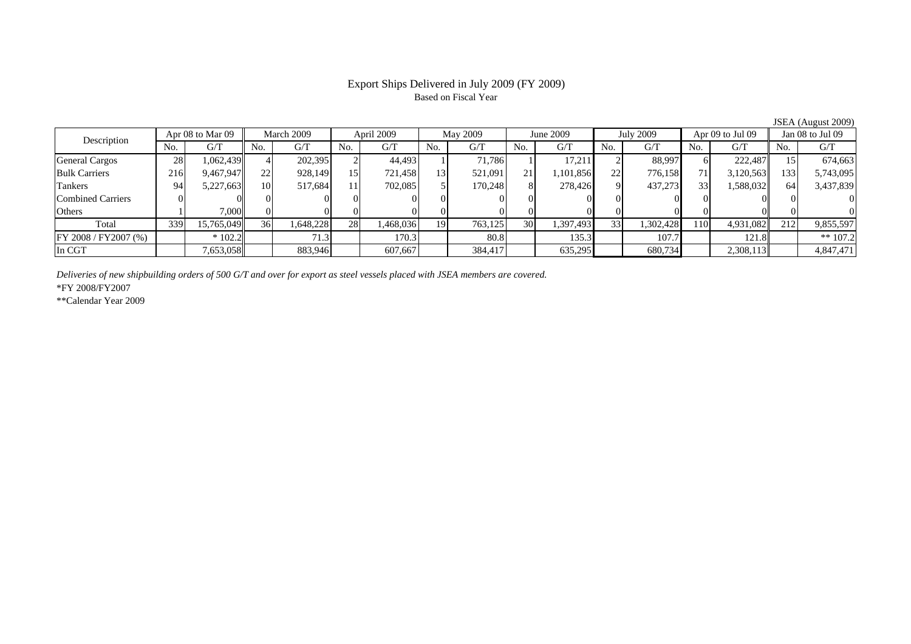# Export Ships Delivered in July 2009 (FY 2009)

Based on Fiscal Year

JSEA (August 2009)

| Description | Apr 08 to Mar 09 | | March 2009 | | April 2009 | | May 2009 | | June 2009 | | July 2009 | | Apr 09 to Jul 09 | | Jan 08 to Jul 09 | |
|---|---|---|---|---|---|---|---|---|---|---|---|---|---|---|---|---|
| | No. | G/T | No. | G/T | No. | G/T | No. | G/T | No. | G/T | No. | G/T | No. | G/T | No. | G/T |
| General Cargos | 28 | 1,062,439 | 4 | 202,395 | 2 | 44,493 | 1 | 71,786 | 1 | 17,211 | 2 | 88,997 | 6 | 222,487 | 15 | 674,663 |
| Bulk Carriers | 216 | 9,467,947 | 22 | 928,149 | 15 | 721,458 | 13 | 521,091 | 21 | 1,101,856 | 22 | 776,158 | 71 | 3,120,563 | 133 | 5,743,095 |
| Tankers | 94 | 5,227,663 | 10 | 517,684 | 11 | 702,085 | 5 | 170,248 | 8 | 278,426 | 9 | 437,273 | 33 | 1,588,032 | 64 | 3,437,839 |
| Combined Carriers | 0 | 0 | 0 | 0 | 0 | 0 | 0 | 0 | 0 | 0 | 0 | 0 | 0 | 0 | 0 | 0 |
| Others | 1 | 7,000 | 0 | 0 | 0 | 0 | 0 | 0 | 0 | 0 | 0 | 0 | 0 | 0 | 0 | 0 |
| Total | 339 | 15,765,049 | 36 | 1,648,228 | 28 | 1,468,036 | 19 | 763,125 | 30 | 1,397,493 | 33 | 1,302,428 | 110 | 4,931,082 | 212 | 9,855,597 |
| FY 2008 / FY2007 (%) | | * 102.2 | | 71.3 | | 170.3 | | 80.8 | | 135.3 | | 107.7 | | 121.8 | | ** 107.2 |
| In CGT | | 7,653,058 | | 883,946 | | 607,667 | | 384,417 | | 635,295 | | 680,734 | | 2,308,113 | | 4,847,471 |

*Deliveries of new shipbuilding orders of 500 G/T and over for export as steel vessels placed with JSEA members are covered.*

*FY 2008/FY2007

**Calendar Year 2009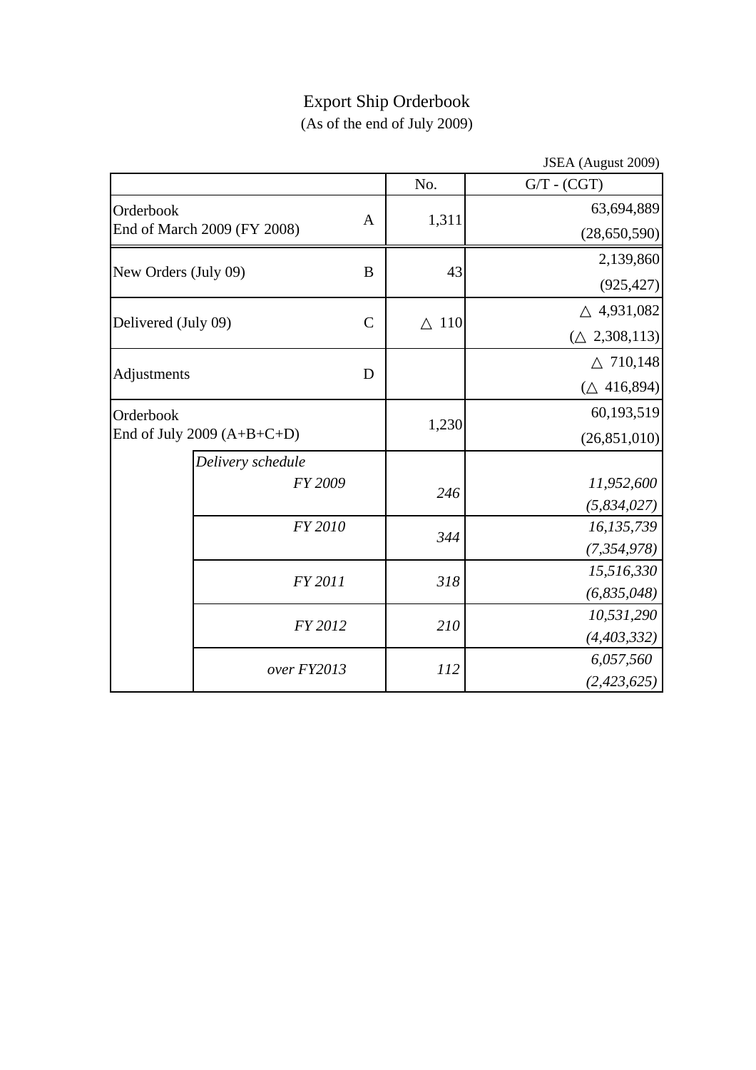# Export Ship Orderbook

(As of the end of July 2009)

JSEA (August 2009)

| | | | No. | G/T - (CGT) |
|---|---|---|---|---|
| Orderbook<br>End of March 2009 (FY 2008) | | A | 1,311 | 63,694,889<br>(28,650,590) |
| New Orders (July 09) | | B | 43 | 2,139,860<br>(925,427) |
| Delivered (July 09) | | C | △ 110 | △ 4,931,082<br>(△ 2,308,113) |
| Adjustments | | D | | △ 710,148<br>(△ 416,894) |
| Orderbook<br>End of July 2009 (A+B+C+D) | | | 1,230 | 60,193,519<br>(26,851,010) |
| | *Delivery schedule*<br>*FY 2009* | | *246* | *11,952,600*<br>*(5,834,027)* |
| | *FY 2010* | | *344* | *16,135,739*<br>*(7,354,978)* |
| | *FY 2011* | | *318* | *15,516,330*<br>*(6,835,048)* |
| | *FY 2012* | | *210* | *10,531,290*<br>*(4,403,332)* |
| | *over FY2013* | | *112* | *6,057,560*<br>*(2,423,625)* |